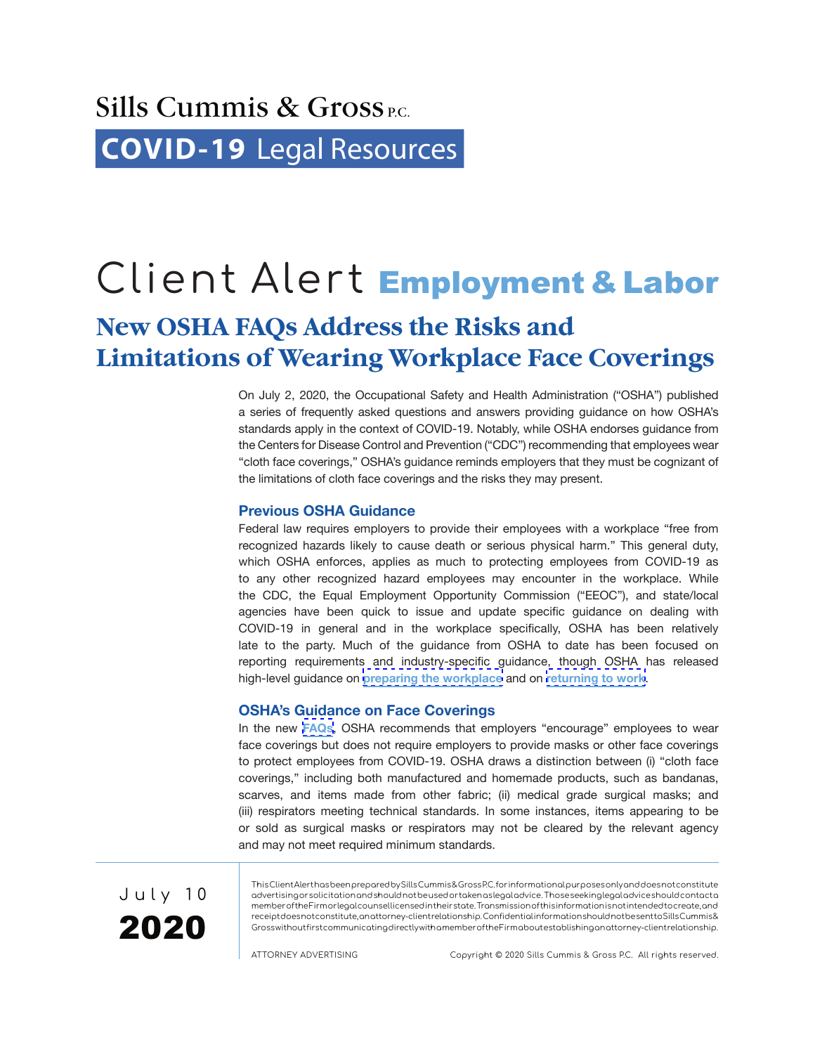Sills Cummis & Gross P.C.

**COVID-19** Legal Resources

# Client Alert **Employment & Labor**

## New OSHA FAQs Address the Risks and Limitations of Wearing Workplace Face Coverings

On July 2, 2020, the Occupational Safety and Health Administration ("OSHA") published a series of frequently asked questions and answers providing guidance on how OSHA's standards apply in the context of COVID-19. Notably, while OSHA endorses guidance from the Centers for Disease Control and Prevention ("CDC") recommending that employees wear "cloth face coverings," OSHA's guidance reminds employers that they must be cognizant of the limitations of cloth face coverings and the risks they may present.

### Previous OSHA Guidance

Federal law requires employers to provide their employees with a workplace "free from recognized hazards likely to cause death or serious physical harm." This general duty, which OSHA enforces, applies as much to protecting employees from COVID-19 as to any other recognized hazard employees may encounter in the workplace. While the CDC, the Equal Employment Opportunity Commission ("EEOC"), and state/local agencies have been quick to issue and update specific guidance on dealing with COVID-19 in general and in the workplace specifically, OSHA has been relatively late to the party. Much of the guidance from OSHA to date has been focused on reporting requirements and industry-specific guidance, though OSHA has released high-level guidance on preparing the workplace and on returning to work.

### OSHA's Guidance on Face Coverings

In the new FAQs, OSHA recommends that employers "encourage" employees to wear face coverings but does not require employers to provide masks or other face coverings to protect employees from COVID-19. OSHA draws a distinction between (i) "cloth face coverings," including both manufactured and homemade products, such as bandanas, scarves, and items made from other fabric; (ii) medical grade surgical masks; and (iii) respirators meeting technical standards. In some instances, items appearing to be or sold as surgical masks or respirators may not be cleared by the relevant agency and may not meet required minimum standards.

July 10
**2020**

This Client Alert has been prepared by Sills Cummis & Gross P.C. for informational purposes only and does not constitute advertising or solicitation and should not be used or taken as legal advice. Those seeking legal advice should contact a member of the Firm or legal counsel licensed in their state. Transmission of this information is not intended to create, and receipt does not constitute, an attorney-client relationship. Confidential information should not be sent to Sills Cummis & Gross without first communicating directly with a member of the Firm about establishing an attorney-client relationship.

ATTORNEY ADVERTISING

Copyright © 2020 Sills Cummis & Gross P.C. All rights reserved.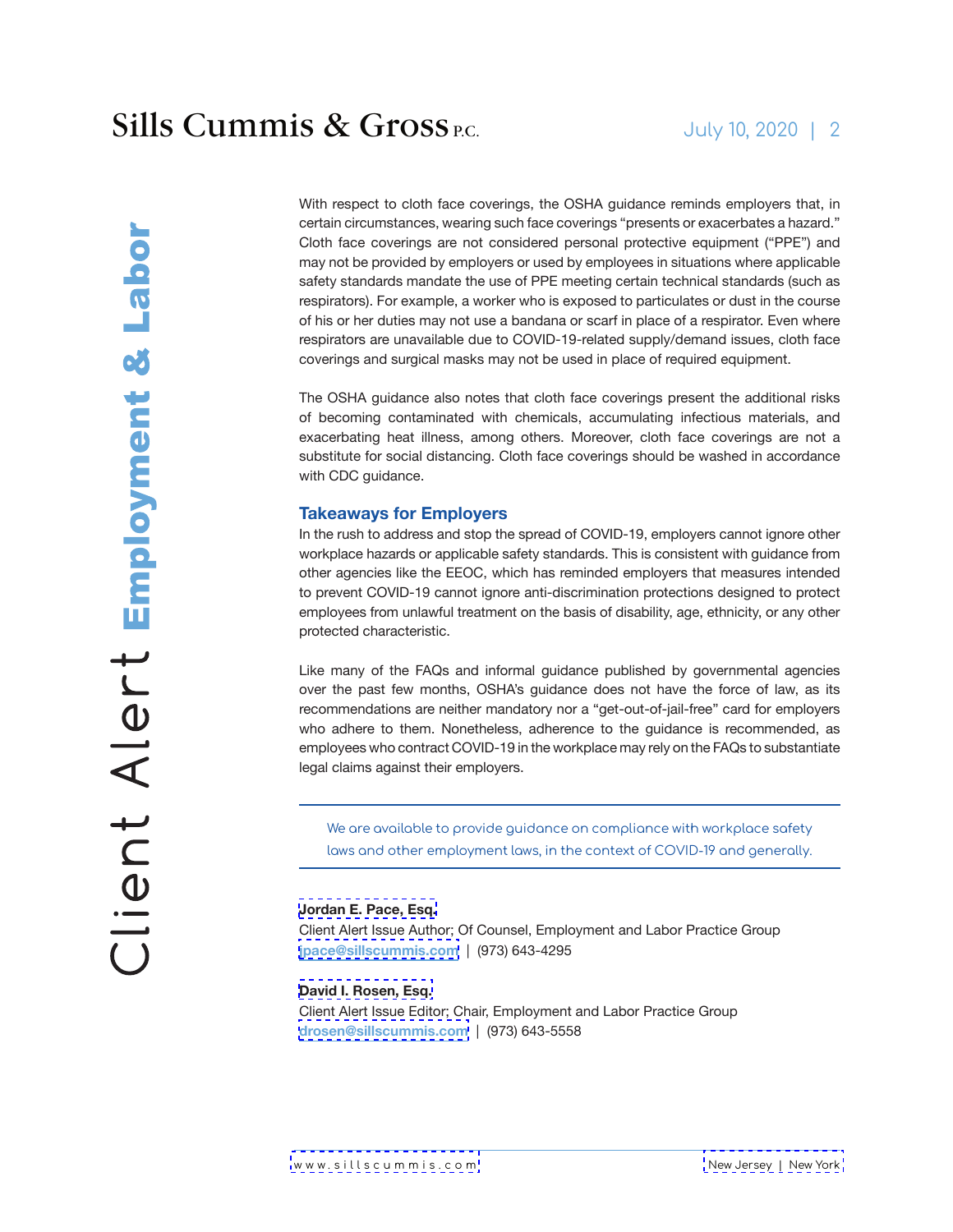With respect to cloth face coverings, the OSHA guidance reminds employers that, in certain circumstances, wearing such face coverings "presents or exacerbates a hazard." Cloth face coverings are not considered personal protective equipment ("PPE") and may not be provided by employers or used by employees in situations where applicable safety standards mandate the use of PPE meeting certain technical standards (such as respirators). For example, a worker who is exposed to particulates or dust in the course of his or her duties may not use a bandana or scarf in place of a respirator. Even where respirators are unavailable due to COVID-19-related supply/demand issues, cloth face coverings and surgical masks may not be used in place of required equipment.

The OSHA guidance also notes that cloth face coverings present the additional risks of becoming contaminated with chemicals, accumulating infectious materials, and exacerbating heat illness, among others. Moreover, cloth face coverings are not a substitute for social distancing. Cloth face coverings should be washed in accordance with CDC guidance.

### Takeaways for Employers

In the rush to address and stop the spread of COVID-19, employers cannot ignore other workplace hazards or applicable safety standards. This is consistent with guidance from other agencies like the EEOC, which has reminded employers that measures intended to prevent COVID-19 cannot ignore anti-discrimination protections designed to protect employees from unlawful treatment on the basis of disability, age, ethnicity, or any other protected characteristic.

Like many of the FAQs and informal guidance published by governmental agencies over the past few months, OSHA's guidance does not have the force of law, as its recommendations are neither mandatory nor a "get-out-of-jail-free" card for employers who adhere to them. Nonetheless, adherence to the guidance is recommended, as employees who contract COVID-19 in the workplace may rely on the FAQs to substantiate legal claims against their employers.

---

*We are available to provide guidance on compliance with workplace safety laws and other employment laws, in the context of COVID-19 and generally.*

---

**Jordan E. Pace, Esq.**
Client Alert Issue Author; Of Counsel, Employment and Labor Practice Group
jpace@sillscummis.com | (973) 643-4295

**David I. Rosen, Esq.**
Client Alert Issue Editor; Chair, Employment and Labor Practice Group
drosen@sillscummis.com | (973) 643-5558